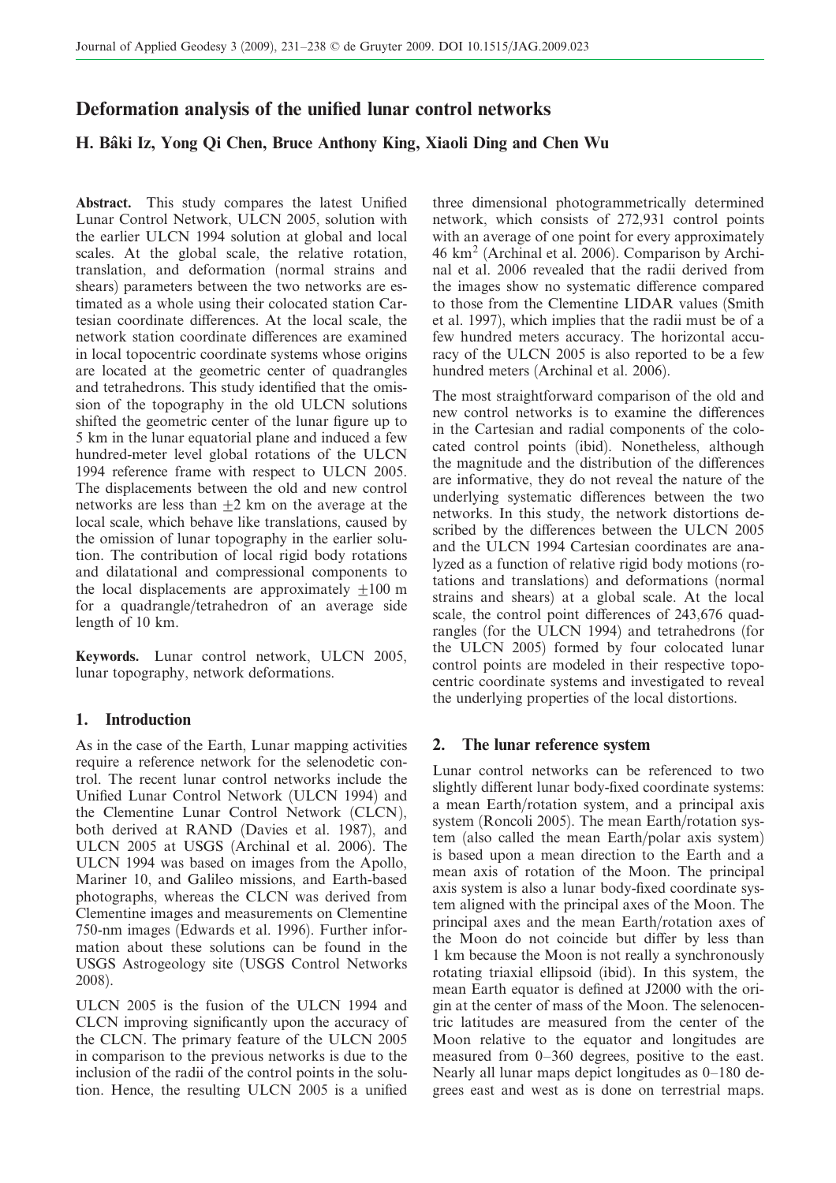# Deformation analysis of the unified lunar control networks

**H. Bâki Iz, Yong Qi Chen, Bruce Anthony King, Xiaoli Ding and Chen Wu**

**Abstract.** This study compares the latest Unified Lunar Control Network, ULCN 2005, solution with the earlier ULCN 1994 solution at global and local scales. At the global scale, the relative rotation, translation, and deformation (normal strains and shears) parameters between the two networks are estimated as a whole using their colocated station Cartesian coordinate differences. At the local scale, the network station coordinate differences are examined in local topocentric coordinate systems whose origins are located at the geometric center of quadrangles and tetrahedrons. This study identified that the omission of the topography in the old ULCN solutions shifted the geometric center of the lunar figure up to 5 km in the lunar equatorial plane and induced a few hundred-meter level global rotations of the ULCN 1994 reference frame with respect to ULCN 2005. The displacements between the old and new control networks are less than $\pm 2$ km on the average at the local scale, which behave like translations, caused by the omission of lunar topography in the earlier solution. The contribution of local rigid body rotations and dilatational and compressional components to the local displacements are approximately $\pm 100$ m for a quadrangle/tetrahedron of an average side length of 10 km.

**Keywords.** Lunar control network, ULCN 2005, lunar topography, network deformations.

## 1. Introduction

As in the case of the Earth, Lunar mapping activities require a reference network for the selenodetic control. The recent lunar control networks include the Unified Lunar Control Network (ULCN 1994) and the Clementine Lunar Control Network (CLCN), both derived at RAND (Davies et al. 1987), and ULCN 2005 at USGS (Archinal et al. 2006). The ULCN 1994 was based on images from the Apollo, Mariner 10, and Galileo missions, and Earth-based photographs, whereas the CLCN was derived from Clementine images and measurements on Clementine 750-nm images (Edwards et al. 1996). Further information about these solutions can be found in the USGS Astrogeology site (USGS Control Networks 2008).

ULCN 2005 is the fusion of the ULCN 1994 and CLCN improving significantly upon the accuracy of the CLCN. The primary feature of the ULCN 2005 in comparison to the previous networks is due to the inclusion of the radii of the control points in the solution. Hence, the resulting ULCN 2005 is a unified three dimensional photogrammetrically determined network, which consists of 272,931 control points with an average of one point for every approximately 46 km$^2$ (Archinal et al. 2006). Comparison by Archinal et al. 2006 revealed that the radii derived from the images show no systematic difference compared to those from the Clementine LIDAR values (Smith et al. 1997), which implies that the radii must be of a few hundred meters accuracy. The horizontal accuracy of the ULCN 2005 is also reported to be a few hundred meters (Archinal et al. 2006).

The most straightforward comparison of the old and new control networks is to examine the differences in the Cartesian and radial components of the colocated control points (ibid). Nonetheless, although the magnitude and the distribution of the differences are informative, they do not reveal the nature of the underlying systematic differences between the two networks. In this study, the network distortions described by the differences between the ULCN 2005 and the ULCN 1994 Cartesian coordinates are analyzed as a function of relative rigid body motions (rotations and translations) and deformations (normal strains and shears) at a global scale. At the local scale, the control point differences of 243,676 quadrangles (for the ULCN 1994) and tetrahedrons (for the ULCN 2005) formed by four colocated lunar control points are modeled in their respective topocentric coordinate systems and investigated to reveal the underlying properties of the local distortions.

## 2. The lunar reference system

Lunar control networks can be referenced to two slightly different lunar body-fixed coordinate systems: a mean Earth/rotation system, and a principal axis system (Roncoli 2005). The mean Earth/rotation system (also called the mean Earth/polar axis system) is based upon a mean direction to the Earth and a mean axis of rotation of the Moon. The principal axis system is also a lunar body-fixed coordinate system aligned with the principal axes of the Moon. The principal axes and the mean Earth/rotation axes of the Moon do not coincide but differ by less than 1 km because the Moon is not really a synchronously rotating triaxial ellipsoid (ibid). In this system, the mean Earth equator is defined at J2000 with the origin at the center of mass of the Moon. The selenocentric latitudes are measured from the center of the Moon relative to the equator and longitudes are measured from 0–360 degrees, positive to the east. Nearly all lunar maps depict longitudes as 0–180 degrees east and west as is done on terrestrial maps.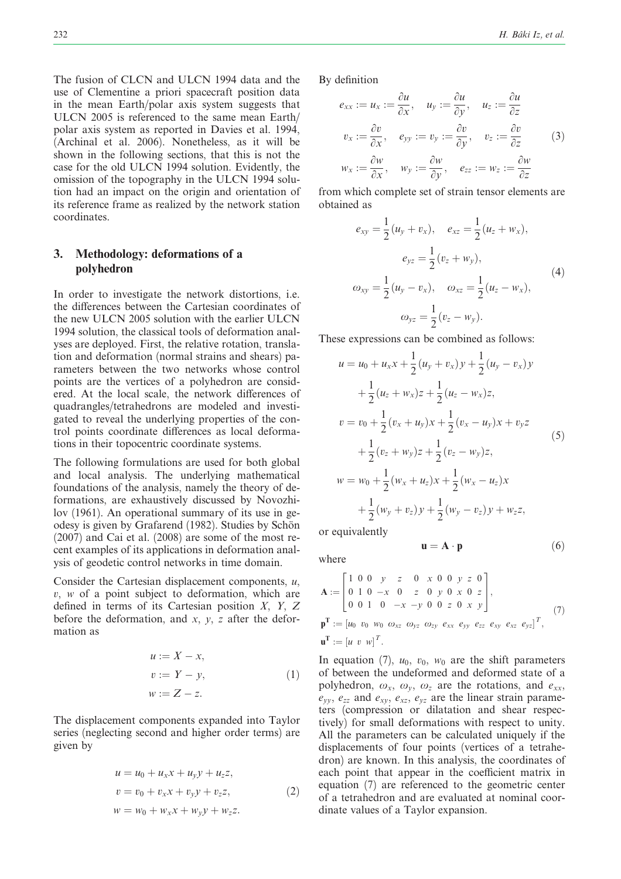The fusion of CLCN and ULCN 1994 data and the use of Clementine a priori spacecraft position data in the mean Earth/polar axis system suggests that ULCN 2005 is referenced to the same mean Earth/polar axis system as reported in Davies et al. 1994, (Archinal et al. 2006). Nonetheless, as it will be shown in the following sections, that this is not the case for the old ULCN 1994 solution. Evidently, the omission of the topography in the ULCN 1994 solution had an impact on the origin and orientation of its reference frame as realized by the network station coordinates.

## 3. Methodology: deformations of a polyhedron

In order to investigate the network distortions, i.e. the differences between the Cartesian coordinates of the new ULCN 2005 solution with the earlier ULCN 1994 solution, the classical tools of deformation analyses are deployed. First, the relative rotation, translation and deformation (normal strains and shears) parameters between the two networks whose control points are the vertices of a polyhedron are considered. At the local scale, the network differences of quadrangles/tetrahedrons are modeled and investigated to reveal the underlying properties of the control points coordinate differences as local deformations in their topocentric coordinate systems.

The following formulations are used for both global and local analysis. The underlying mathematical foundations of the analysis, namely the theory of deformations, are exhaustively discussed by Novozhilov (1961). An operational summary of its use in geodesy is given by Grafarend (1982). Studies by Schön (2007) and Cai et al. (2008) are some of the most recent examples of its applications in deformation analysis of geodetic control networks in time domain.

Consider the Cartesian displacement components, $u$, $v$, $w$ of a point subject to deformation, which are defined in terms of its Cartesian position $X$, $Y$, $Z$ before the deformation, and $x$, $y$, $z$ after the deformation as

$$
\begin{aligned}
u &:= X - x, \\
v &:= Y - y, \\
w &:= Z - z.
\end{aligned}
\tag{1}
$$

The displacement components expanded into Taylor series (neglecting second and higher order terms) are given by

$$
\begin{aligned}
u &= u_0 + u_x x + u_y y + u_z z, \\
v &= v_0 + v_x x + v_y y + v_z z, \\
w &= w_0 + w_x x + w_y y + w_z z.
\end{aligned}
\tag{2}
$$

By definition

$$
\begin{aligned}
e_{xx} &:= u_x := \frac{\partial u}{\partial x}, \quad u_y := \frac{\partial u}{\partial y}, \quad u_z := \frac{\partial u}{\partial z} \\
v_x &:= \frac{\partial v}{\partial x}, \quad e_{yy} := v_y := \frac{\partial v}{\partial y}, \quad v_z := \frac{\partial v}{\partial z} \\
w_x &:= \frac{\partial w}{\partial x}, \quad w_y := \frac{\partial w}{\partial y}, \quad e_{zz} := w_z := \frac{\partial w}{\partial z}
\end{aligned}
\tag{3}
$$

from which complete set of strain tensor elements are obtained as

$$
\begin{aligned}
e_{xy} &= \frac{1}{2}(u_y + v_x), \quad e_{xz} = \frac{1}{2}(u_z + w_x), \\
e_{yz} &= \frac{1}{2}(v_z + w_y), \\
\omega_{xy} &= \frac{1}{2}(u_y - v_x), \quad \omega_{xz} = \frac{1}{2}(u_z - w_x), \\
\omega_{yz} &= \frac{1}{2}(v_z - w_y).
\end{aligned}
\tag{4}
$$

These expressions can be combined as follows:

$$
\begin{aligned}
u &= u_0 + u_x x + \frac{1}{2}(u_y + v_x)y + \frac{1}{2}(u_y - v_x)y \\
&\quad + \frac{1}{2}(u_z + w_x)z + \frac{1}{2}(u_z - w_x)z, \\
v &= v_0 + \frac{1}{2}(v_x + u_y)x + \frac{1}{2}(v_x - u_y)x + v_y z \\
&\quad + \frac{1}{2}(v_z + w_y)z + \frac{1}{2}(v_z - w_y)z, \\
w &= w_0 + \frac{1}{2}(w_x + u_z)x + \frac{1}{2}(w_x - u_z)x \\
&\quad + \frac{1}{2}(w_y + v_z)y + \frac{1}{2}(w_y - v_z)y + w_z z,
\end{aligned}
\tag{5}
$$

or equivalently

$$
\mathbf{u} = \mathbf{A} \cdot \mathbf{p}
\tag{6}
$$

where

$$
\begin{aligned}
\mathbf{A} &:= \begin{bmatrix} 1 & 0 & 0 & y & z & 0 & x & 0 & 0 & y & z & 0 \\ 0 & 1 & 0 & -x & 0 & z & 0 & y & 0 & x & 0 & z \\ 0 & 0 & 1 & 0 & -x & -y & 0 & 0 & z & 0 & x & y \end{bmatrix}, \\
\mathbf{p^T} &:= [u_0 \ v_0 \ w_0 \ \omega_{xz} \ \omega_{yz} \ \omega_{zy} \ e_{xx} \ e_{yy} \ e_{zz} \ e_{xy} \ e_{xz} \ e_{yz}]^T, \\
\mathbf{u^T} &:= [u \ v \ w]^T.
\end{aligned}
\tag{7}
$$

In equation (7), $u_0$, $v_0$, $w_0$ are the shift parameters of between the undeformed and deformed state of a polyhedron, $\omega_x$, $\omega_y$, $\omega_z$ are the rotations, and $e_{xx}$, $e_{yy}$, $e_{zz}$ and $e_{xy}$, $e_{xz}$, $e_{yz}$ are the linear strain parameters (compression or dilatation and shear respectively) for small deformations with respect to unity. All the parameters can be calculated uniquely if the displacements of four points (vertices of a tetrahedron) are known. In this analysis, the coordinates of each point that appear in the coefficient matrix in equation (7) are referenced to the geometric center of a tetrahedron and are evaluated at nominal coordinate values of a Taylor expansion.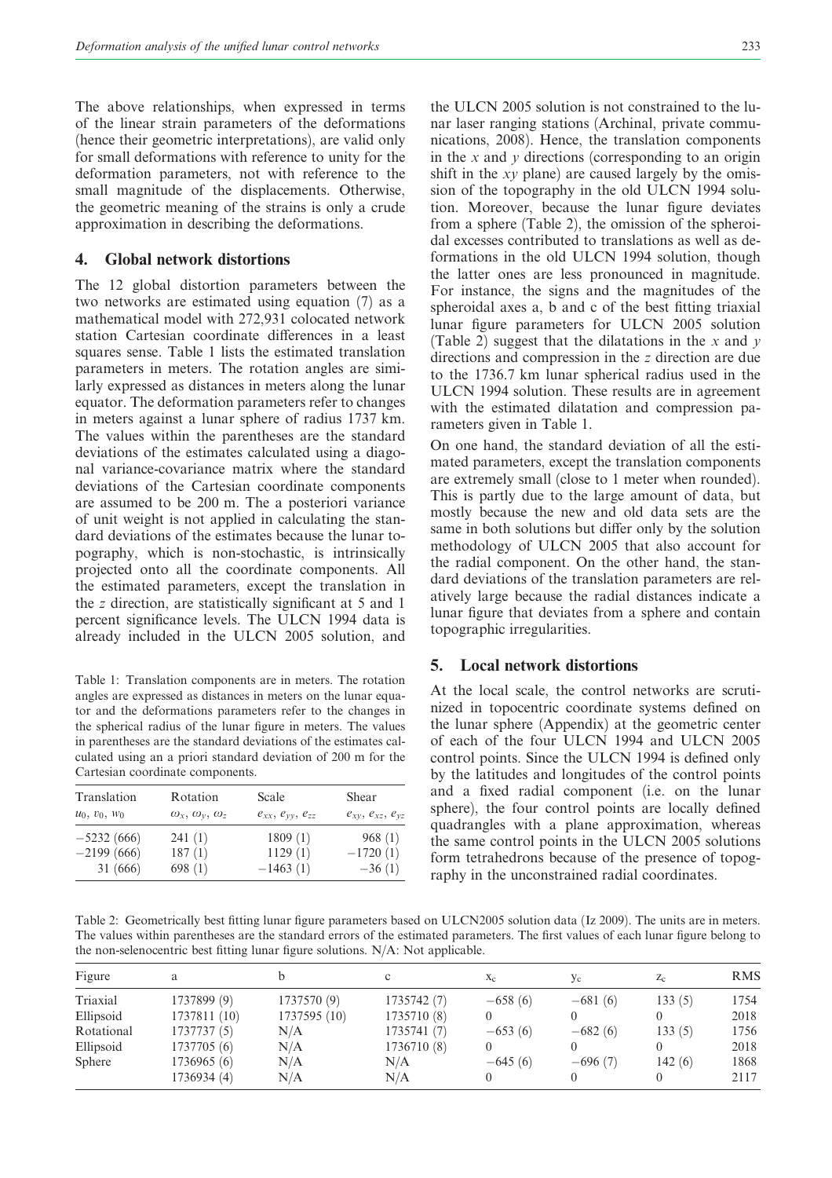The above relationships, when expressed in terms of the linear strain parameters of the deformations (hence their geometric interpretations), are valid only for small deformations with reference to unity for the deformation parameters, not with reference to the small magnitude of the displacements. Otherwise, the geometric meaning of the strains is only a crude approximation in describing the deformations.

## 4. Global network distortions

The 12 global distortion parameters between the two networks are estimated using equation (7) as a mathematical model with 272,931 colocated network station Cartesian coordinate differences in a least squares sense. Table 1 lists the estimated translation parameters in meters. The rotation angles are similarly expressed as distances in meters along the lunar equator. The deformation parameters refer to changes in meters against a lunar sphere of radius 1737 km. The values within the parentheses are the standard deviations of the estimates calculated using a diagonal variance-covariance matrix where the standard deviations of the Cartesian coordinate components are assumed to be 200 m. The a posteriori variance of unit weight is not applied in calculating the standard deviations of the estimates because the lunar topography, which is non-stochastic, is intrinsically projected onto all the coordinate components. All the estimated parameters, except the translation in the $z$ direction, are statistically significant at 5 and 1 percent significance levels. The ULCN 1994 data is already included in the ULCN 2005 solution, and

Table 1: Translation components are in meters. The rotation angles are expressed as distances in meters on the lunar equator and the deformations parameters refer to the changes in the spherical radius of the lunar figure in meters. The values in parentheses are the standard deviations of the estimates calculated using an a priori standard deviation of 200 m for the Cartesian coordinate components.

| Translation $u_0$, $v_0$, $w_0$ | Rotation $\omega_x$, $\omega_y$, $\omega_z$ | Scale $e_{xx}$, $e_{yy}$, $e_{zz}$ | Shear $e_{xy}$, $e_{xz}$, $e_{yz}$ |
|---|---|---|---|
| −5232 (666) | 241 (1) | 1809 (1) | 968 (1) |
| −2199 (666) | 187 (1) | 1129 (1) | −1720 (1) |
| 31 (666) | 698 (1) | −1463 (1) | −36 (1) |

the ULCN 2005 solution is not constrained to the lunar laser ranging stations (Archinal, private communications, 2008). Hence, the translation components in the $x$ and $y$ directions (corresponding to an origin shift in the $xy$ plane) are caused largely by the omission of the topography in the old ULCN 1994 solution. Moreover, because the lunar figure deviates from a sphere (Table 2), the omission of the spheroidal excesses contributed to translations as well as deformations in the old ULCN 1994 solution, though the latter ones are less pronounced in magnitude. For instance, the signs and the magnitudes of the spheroidal axes a, b and c of the best fitting triaxial lunar figure parameters for ULCN 2005 solution (Table 2) suggest that the dilatations in the $x$ and $y$ directions and compression in the $z$ direction are due to the 1736.7 km lunar spherical radius used in the ULCN 1994 solution. These results are in agreement with the estimated dilatation and compression parameters given in Table 1.

On one hand, the standard deviation of all the estimated parameters, except the translation components are extremely small (close to 1 meter when rounded). This is partly due to the large amount of data, but mostly because the new and old data sets are the same in both solutions but differ only by the solution methodology of ULCN 2005 that also account for the radial component. On the other hand, the standard deviations of the translation parameters are relatively large because the radial distances indicate a lunar figure that deviates from a sphere and contain topographic irregularities.

## 5. Local network distortions

At the local scale, the control networks are scrutinized in topocentric coordinate systems defined on the lunar sphere (Appendix) at the geometric center of each of the four ULCN 1994 and ULCN 2005 control points. Since the ULCN 1994 is defined only by the latitudes and longitudes of the control points and a fixed radial component (i.e. on the lunar sphere), the four control points are locally defined quadrangles with a plane approximation, whereas the same control points in the ULCN 2005 solutions form tetrahedrons because of the presence of topography in the unconstrained radial coordinates.

Table 2: Geometrically best fitting lunar figure parameters based on ULCN2005 solution data (Iz 2009). The units are in meters. The values within parentheses are the standard errors of the estimated parameters. The first values of each lunar figure belong to the non-selenocentric best fitting lunar figure solutions. N/A: Not applicable.

| Figure | a | b | c | $x_c$ | $y_c$ | $z_c$ | RMS |
|---|---|---|---|---|---|---|---|
| Triaxial | 1737899 (9) | 1737570 (9) | 1735742 (7) | −658 (6) | −681 (6) | 133 (5) | 1754 |
| Ellipsoid | 1737811 (10) | 1737595 (10) | 1735710 (8) | 0 | 0 | 0 | 2018 |
| Rotational | 1737737 (5) | N/A | 1735741 (7) | −653 (6) | −682 (6) | 133 (5) | 1756 |
| Ellipsoid | 1737705 (6) | N/A | 1736710 (8) | 0 | 0 | 0 | 2018 |
| Sphere | 1736965 (6) | N/A | N/A | −645 (6) | −696 (7) | 142 (6) | 1868 |
| | 1736934 (4) | N/A | N/A | 0 | 0 | 0 | 2117 |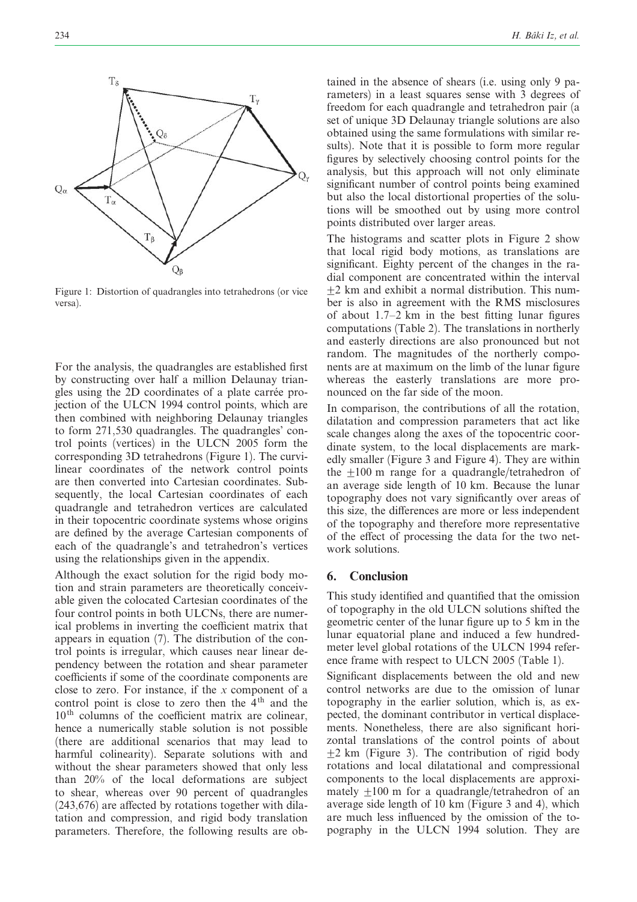Figure 1: Distortion of quadrangles into tetrahedrons (or vice versa).

For the analysis, the quadrangles are established first by constructing over half a million Delaunay triangles using the 2D coordinates of a plate carrée projection of the ULCN 1994 control points, which are then combined with neighboring Delaunay triangles to form 271,530 quadrangles. The quadrangles' control points (vertices) in the ULCN 2005 form the corresponding 3D tetrahedrons (Figure 1). The curvilinear coordinates of the network control points are then converted into Cartesian coordinates. Subsequently, the local Cartesian coordinates of each quadrangle and tetrahedron vertices are calculated in their topocentric coordinate systems whose origins are defined by the average Cartesian components of each of the quadrangle's and tetrahedron's vertices using the relationships given in the appendix.

Although the exact solution for the rigid body motion and strain parameters are theoretically conceivable given the colocated Cartesian coordinates of the four control points in both ULCNs, there are numerical problems in inverting the coefficient matrix that appears in equation (7). The distribution of the control points is irregular, which causes near linear dependency between the rotation and shear parameter coefficients if some of the coordinate components are close to zero. For instance, if the $x$ component of a control point is close to zero then the $4^{\text{th}}$ and the $10^{\text{th}}$ columns of the coefficient matrix are colinear, hence a numerically stable solution is not possible (there are additional scenarios that may lead to harmful colinearity). Separate solutions with and without the shear parameters showed that only less than 20% of the local deformations are subject to shear, whereas over 90 percent of quadrangles (243,676) are affected by rotations together with dilatation and compression, and rigid body translation parameters. Therefore, the following results are obtained in the absence of shears (i.e. using only 9 parameters) in a least squares sense with 3 degrees of freedom for each quadrangle and tetrahedron pair (a set of unique 3D Delaunay triangle solutions are also obtained using the same formulations with similar results). Note that it is possible to form more regular figures by selectively choosing control points for the analysis, but this approach will not only eliminate significant number of control points being examined but also the local distortional properties of the solutions will be smoothed out by using more control points distributed over larger areas.

The histograms and scatter plots in Figure 2 show that local rigid body motions, as translations are significant. Eighty percent of the changes in the radial component are concentrated within the interval $\pm 2$ km and exhibit a normal distribution. This number is also in agreement with the RMS misclosures of about 1.7–2 km in the best fitting lunar figures computations (Table 2). The translations in northerly and easterly directions are also pronounced but not random. The magnitudes of the northerly components are at maximum on the limb of the lunar figure whereas the easterly translations are more pronounced on the far side of the moon.

In comparison, the contributions of all the rotation, dilatation and compression parameters that act like scale changes along the axes of the topocentric coordinate system, to the local displacements are markedly smaller (Figure 3 and Figure 4). They are within the $\pm 100$ m range for a quadrangle/tetrahedron of an average side length of 10 km. Because the lunar topography does not vary significantly over areas of this size, the differences are more or less independent of the topography and therefore more representative of the effect of processing the data for the two network solutions.

## 6. Conclusion

This study identified and quantified that the omission of topography in the old ULCN solutions shifted the geometric center of the lunar figure up to 5 km in the lunar equatorial plane and induced a few hundred-meter level global rotations of the ULCN 1994 reference frame with respect to ULCN 2005 (Table 1).

Significant displacements between the old and new control networks are due to the omission of lunar topography in the earlier solution, which is, as expected, the dominant contributor in vertical displacements. Nonetheless, there are also significant horizontal translations of the control points of about $\pm 2$ km (Figure 3). The contribution of rigid body rotations and local dilatational and compressional components to the local displacements are approximately $\pm 100$ m for a quadrangle/tetrahedron of an average side length of 10 km (Figure 3 and 4), which are much less influenced by the omission of the topography in the ULCN 1994 solution. They are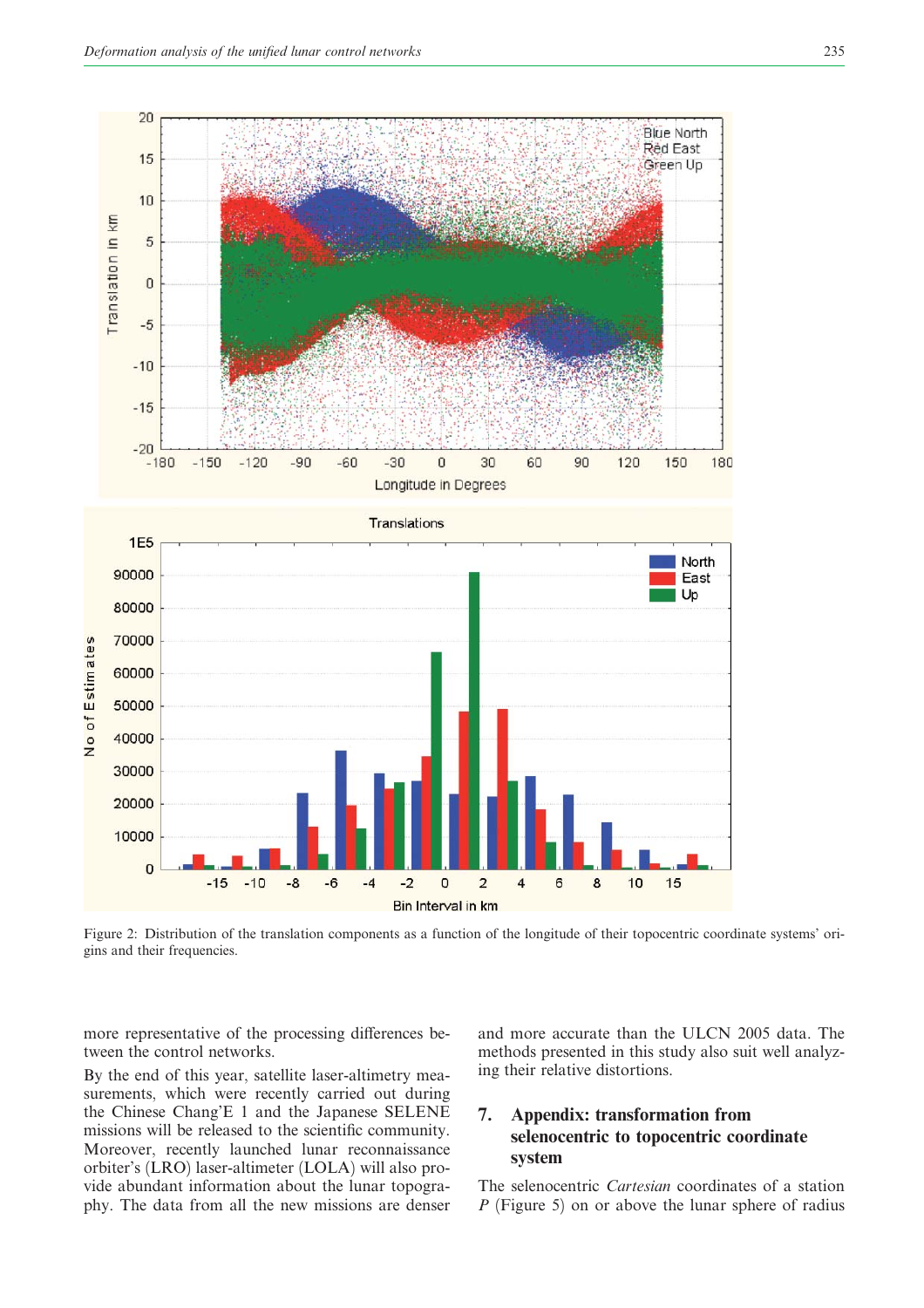Figure 2: Distribution of the translation components as a function of the longitude of their topocentric coordinate systems' origins and their frequencies.

more representative of the processing differences between the control networks.

By the end of this year, satellite laser-altimetry measurements, which were recently carried out during the Chinese Chang'E 1 and the Japanese SELENE missions will be released to the scientific community. Moreover, recently launched lunar reconnaissance orbiter's (LRO) laser-altimeter (LOLA) will also provide abundant information about the lunar topography. The data from all the new missions are denser and more accurate than the ULCN 2005 data. The methods presented in this study also suit well analyzing their relative distortions.

## 7. Appendix: transformation from selenocentric to topocentric coordinate system

The selenocentric *Cartesian* coordinates of a station *P* (Figure 5) on or above the lunar sphere of radius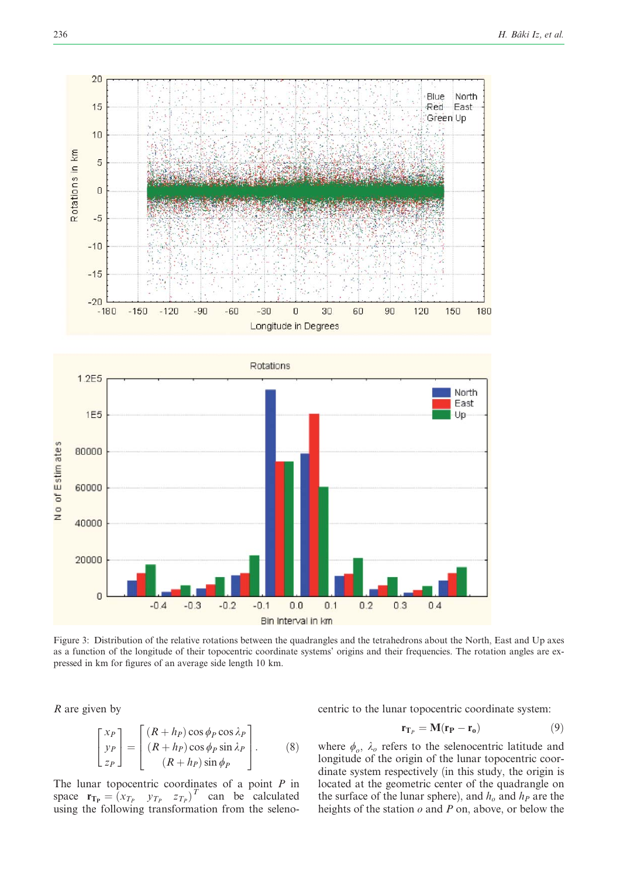Figure 3: Distribution of the relative rotations between the quadrangles and the tetrahedrons about the North, East and Up axes as a function of the longitude of their topocentric coordinate systems' origins and their frequencies. The rotation angles are expressed in km for figures of an average side length 10 km.

$R$ are given by

$$\begin{bmatrix} x_P \\ y_P \\ z_P \end{bmatrix} = \begin{bmatrix} (R + h_P)\cos\phi_P \cos\lambda_P \\ (R + h_P)\cos\phi_P \sin\lambda_P \\ (R + h_P)\sin\phi_P \end{bmatrix}. \tag{8}$$

The lunar topocentric coordinates of a point $P$ in space $\mathbf{r_{T_P}} = (x_{T_P} \quad y_{T_P} \quad z_{T_P})^T$ can be calculated using the following transformation from the selenocentric to the lunar topocentric coordinate system:

$$\mathbf{r}_{\mathbf{T}_P} = \mathbf{M}(\mathbf{r_P} - \mathbf{r_o}) \tag{9}$$

where $\phi_o$, $\lambda_o$ refers to the selenocentric latitude and longitude of the origin of the lunar topocentric coordinate system respectively (in this study, the origin is located at the geometric center of the quadrangle on the surface of the lunar sphere), and $h_o$ and $h_P$ are the heights of the station $o$ and $P$ on, above, or below the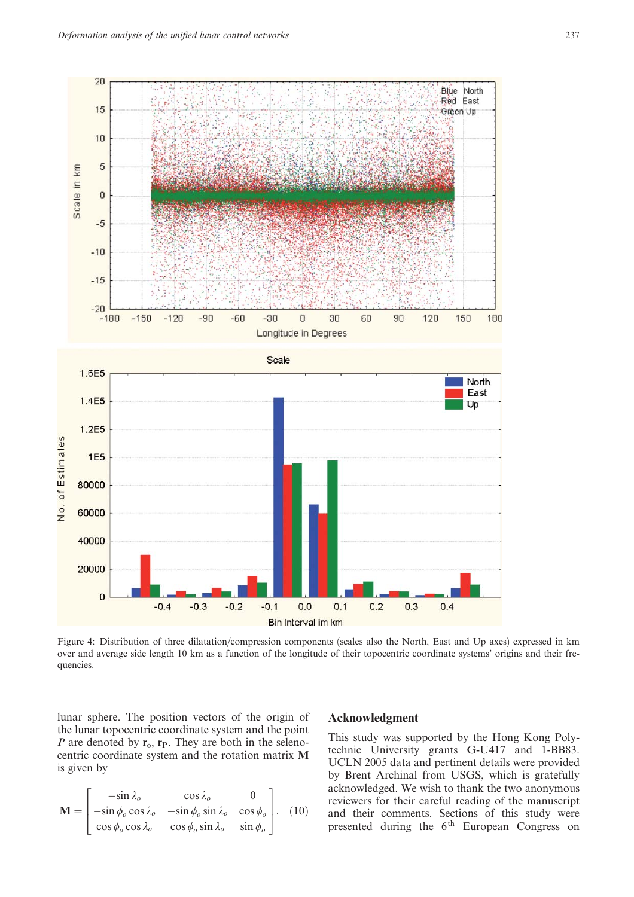Figure 4: Distribution of three dilatation/compression components (scales also the North, East and Up axes) expressed in km over and average side length 10 km as a function of the longitude of their topocentric coordinate systems' origins and their frequencies.

lunar sphere. The position vectors of the origin of the lunar topocentric coordinate system and the point $P$ are denoted by $\mathbf{r_o}$, $\mathbf{r_P}$. They are both in the selenocentric coordinate system and the rotation matrix $\mathbf{M}$ is given by

$$\mathbf{M} = \begin{bmatrix} -\sin\lambda_o & \cos\lambda_o & 0 \\ -\sin\phi_o\cos\lambda_o & -\sin\phi_o\sin\lambda_o & \cos\phi_o \\ \cos\phi_o\cos\lambda_o & \cos\phi_o\sin\lambda_o & \sin\phi_o \end{bmatrix}. \quad (10)$$

## Acknowledgment

This study was supported by the Hong Kong Polytechnic University grants G-U417 and 1-BB83. UCLN 2005 data and pertinent details were provided by Brent Archinal from USGS, which is gratefully acknowledged. We wish to thank the two anonymous reviewers for their careful reading of the manuscript and their comments. Sections of this study were presented during the 6$^{th}$ European Congress on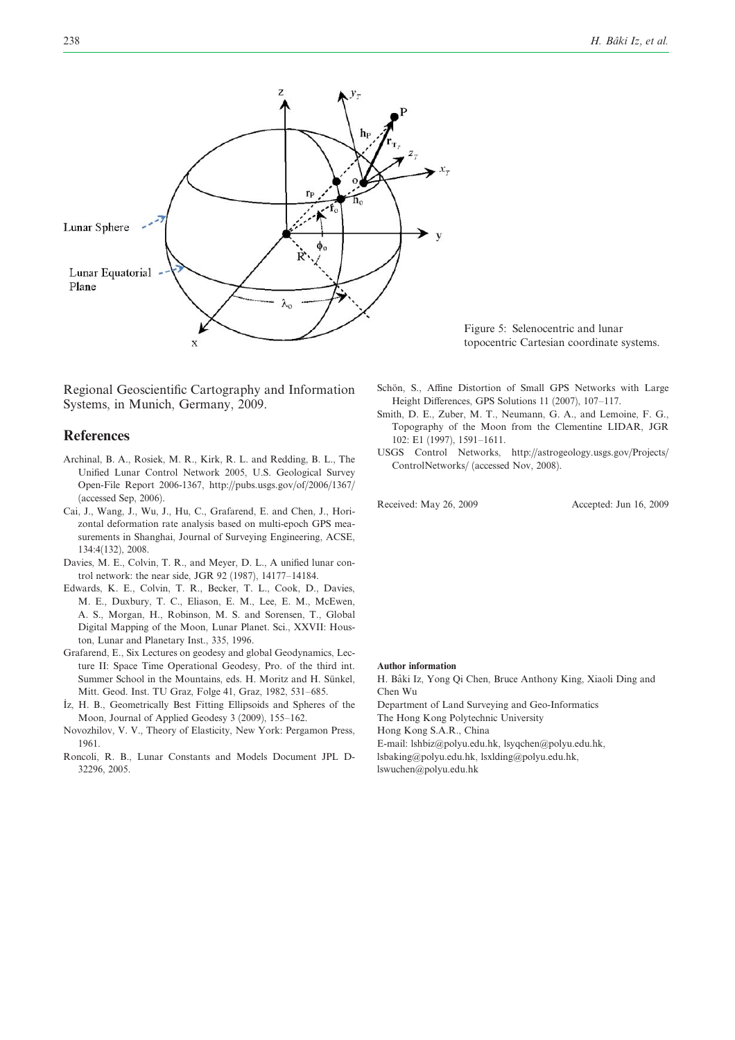Lunar Sphere

Lunar Equatorial Plane

Figure 5: Selenocentric and lunar topocentric Cartesian coordinate systems.

Regional Geoscientific Cartography and Information Systems, in Munich, Germany, 2009.

## References

Archinal, B. A., Rosiek, M. R., Kirk, R. L. and Redding, B. L., The Unified Lunar Control Network 2005, U.S. Geological Survey Open-File Report 2006-1367, http://pubs.usgs.gov/of/2006/1367/ (accessed Sep, 2006).

Cai, J., Wang, J., Wu, J., Hu, C., Grafarend, E. and Chen, J., Horizontal deformation rate analysis based on multi-epoch GPS measurements in Shanghai, Journal of Surveying Engineering, ACSE, 134:4(132), 2008.

Davies, M. E., Colvin, T. R., and Meyer, D. L., A unified lunar control network: the near side, JGR 92 (1987), 14177–14184.

Edwards, K. E., Colvin, T. R., Becker, T. L., Cook, D., Davies, M. E., Duxbury, T. C., Eliason, E. M., Lee, E. M., McEwen, A. S., Morgan, H., Robinson, M. S. and Sorensen, T., Global Digital Mapping of the Moon, Lunar Planet. Sci., XXVII: Houston, Lunar and Planetary Inst., 335, 1996.

Grafarend, E., Six Lectures on geodesy and global Geodynamics, Lecture II: Space Time Operational Geodesy, Pro. of the third int. Summer School in the Mountains, eds. H. Moritz and H. Sünkel, Mitt. Geod. Inst. TU Graz, Folge 41, Graz, 1982, 531–685.

İz, H. B., Geometrically Best Fitting Ellipsoids and Spheres of the Moon, Journal of Applied Geodesy 3 (2009), 155–162.

Novozhilov, V. V., Theory of Elasticity, New York: Pergamon Press, 1961.

Roncoli, R. B., Lunar Constants and Models Document JPL D-32296, 2005.

Schön, S., Affine Distortion of Small GPS Networks with Large Height Differences, GPS Solutions 11 (2007), 107–117.

Smith, D. E., Zuber, M. T., Neumann, G. A., and Lemoine, F. G., Topography of the Moon from the Clementine LIDAR, JGR 102: E1 (1997), 1591–1611.

USGS Control Networks, http://astrogeology.usgs.gov/Projects/ControlNetworks/ (accessed Nov, 2008).

Received: May 26, 2009 Accepted: Jun 16, 2009

**Author information**

H. Bâki Iz, Yong Qi Chen, Bruce Anthony King, Xiaoli Ding and Chen Wu
Department of Land Surveying and Geo-Informatics
The Hong Kong Polytechnic University
Hong Kong S.A.R., China
E-mail: lshbiz@polyu.edu.hk, lsyqchen@polyu.edu.hk, lsbaking@polyu.edu.hk, lsxlding@polyu.edu.hk, lswuchen@polyu.edu.hk